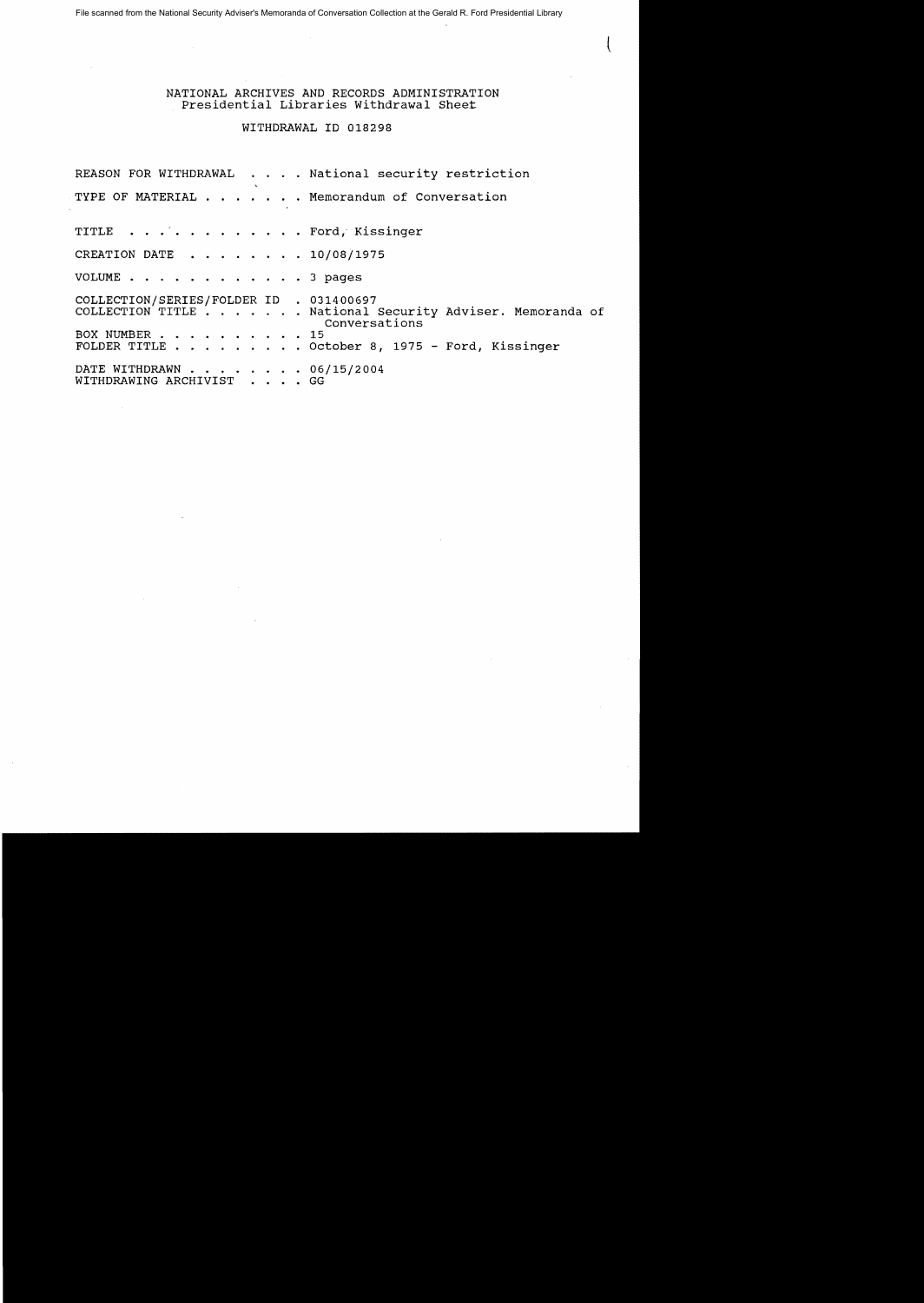File scanned from the National Security Adviser's Memoranda of Conversation Collection at the Gerald R. Ford Presidential Library

# NATIONAL ARCHIVES AND RECORDS ADMINISTRATION
## Presidential Libraries Withdrawal Sheet

### WITHDRAWAL ID 018298

REASON FOR WITHDRAWAL . . . . National security restriction

TYPE OF MATERIAL . . . . . . . Memorandum of Conversation

TITLE . . . . . . . . . . . . Ford, Kissinger

CREATION DATE . . . . . . . . 10/08/1975

VOLUME . . . . . . . . . . . . 3 pages

COLLECTION/SERIES/FOLDER ID . 031400697
COLLECTION TITLE . . . . . . . National Security Adviser. Memoranda of Conversations
BOX NUMBER . . . . . . . . . . 15
FOLDER TITLE . . . . . . . . . October 8, 1975 - Ford, Kissinger

DATE WITHDRAWN . . . . . . . . 06/15/2004
WITHDRAWING ARCHIVIST . . . . GG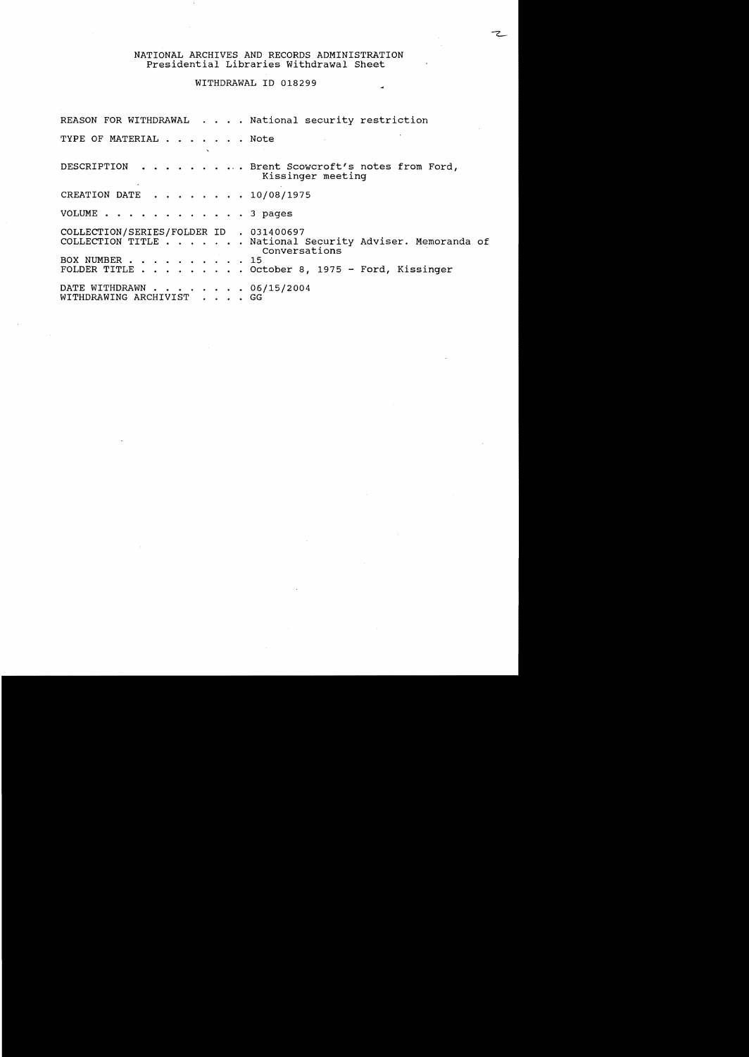NATIONAL ARCHIVES AND RECORDS ADMINISTRATION
Presidential Libraries Withdrawal Sheet

WITHDRAWAL ID 018299

| | |
|---|---|
| REASON FOR WITHDRAWAL . . . . | National security restriction |
| TYPE OF MATERIAL . . . . . . . | Note |
| DESCRIPTION . . . . . . . . . | Brent Scowcroft's notes from Ford, Kissinger meeting |
| CREATION DATE . . . . . . . . | 10/08/1975 |
| VOLUME . . . . . . . . . . . . | 3 pages |
| COLLECTION/SERIES/FOLDER ID . | 031400697 |
| COLLECTION TITLE . . . . . . . | National Security Adviser. Memoranda of Conversations |
| BOX NUMBER . . . . . . . . . . | 15 |
| FOLDER TITLE . . . . . . . . . | October 8, 1975 - Ford, Kissinger |
| DATE WITHDRAWN . . . . . . . . | 06/15/2004 |
| WITHDRAWING ARCHIVIST . . . . | GG |